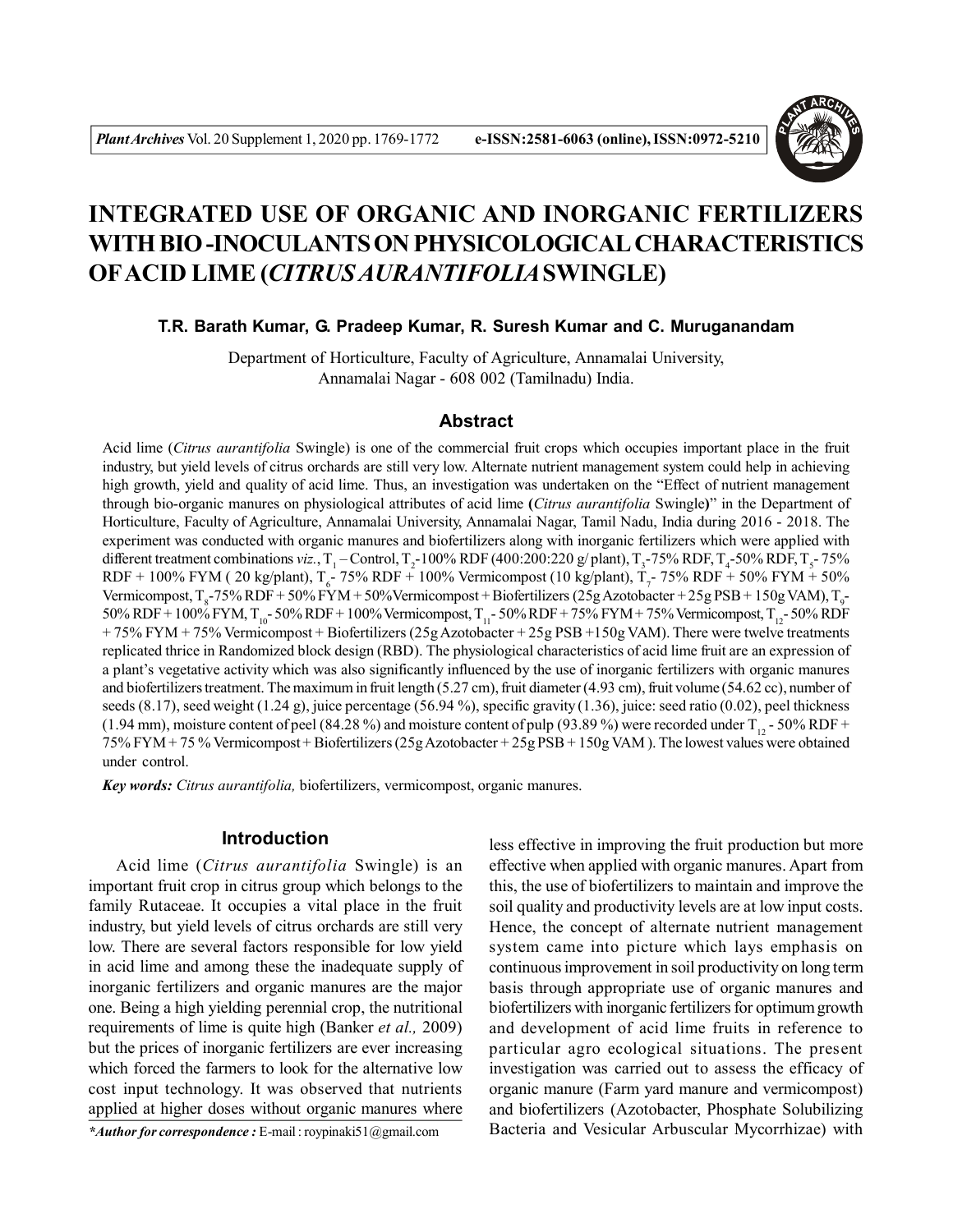# INTEGRATED USE OF ORGANIC AND INORGANIC FERTILIZERS WITH BIO -INOCULANTS ON PHYSICOLOGICAL CHARACTERISTICS OF ACID LIME (*CITRUS AURANTIFOLIA* SWINGLE)

**T.R. Barath Kumar, G. Pradeep Kumar, R. Suresh Kumar and C. Muruganandam**

Department of Horticulture, Faculty of Agriculture, Annamalai University, Annamalai Nagar - 608 002 (Tamilnadu) India.

## Abstract

Acid lime (*Citrus aurantifolia* Swingle) is one of the commercial fruit crops which occupies important place in the fruit industry, but yield levels of citrus orchards are still very low. Alternate nutrient management system could help in achieving high growth, yield and quality of acid lime. Thus, an investigation was undertaken on the "Effect of nutrient management through bio-organic manures on physiological attributes of acid lime (*Citrus aurantifolia* Swingle)" in the Department of Horticulture, Faculty of Agriculture, Annamalai University, Annamalai Nagar, Tamil Nadu, India during 2016 - 2018. The experiment was conducted with organic manures and biofertilizers along with inorganic fertilizers which were applied with different treatment combinations *viz.*, $T_1$ – Control, $T_2$-100% RDF (400:200:220 g/ plant), $T_3$-75% RDF, $T_4$-50% RDF, $T_5$- 75% RDF + 100% FYM ( 20 kg/plant), $T_6$- 75% RDF + 100% Vermicompost (10 kg/plant), $T_7$- 75% RDF + 50% FYM + 50% Vermicompost, $T_8$-75% RDF + 50% FYM + 50%Vermicompost + Biofertilizers (25g Azotobacter + 25g PSB + 150g VAM), $T_9$- 50% RDF + 100% FYM, $T_{10}$- 50% RDF + 100% Vermicompost, $T_{11}$- 50% RDF + 75% FYM + 75% Vermicompost, $T_{12}$- 50% RDF + 75% FYM + 75% Vermicompost + Biofertilizers (25g Azotobacter + 25g PSB +150g VAM). There were twelve treatments replicated thrice in Randomized block design (RBD). The physiological characteristics of acid lime fruit are an expression of a plant's vegetative activity which was also significantly influenced by the use of inorganic fertilizers with organic manures and biofertilizers treatment. The maximum in fruit length (5.27 cm), fruit diameter (4.93 cm), fruit volume (54.62 cc), number of seeds (8.17), seed weight (1.24 g), juice percentage (56.94 %), specific gravity (1.36), juice: seed ratio (0.02), peel thickness (1.94 mm), moisture content of peel (84.28 %) and moisture content of pulp (93.89 %) were recorded under $T_{12}$ - 50% RDF + 75% FYM + 75 % Vermicompost + Biofertilizers (25g Azotobacter + 25g PSB + 150g VAM ). The lowest values were obtained under control.

***Key words:*** *Citrus aurantifolia,* biofertilizers, vermicompost, organic manures.

## Introduction

Acid lime (*Citrus aurantifolia* Swingle) is an important fruit crop in citrus group which belongs to the family Rutaceae. It occupies a vital place in the fruit industry, but yield levels of citrus orchards are still very low. There are several factors responsible for low yield in acid lime and among these the inadequate supply of inorganic fertilizers and organic manures are the major one. Being a high yielding perennial crop, the nutritional requirements of lime is quite high (Banker *et al.,* 2009) but the prices of inorganic fertilizers are ever increasing which forced the farmers to look for the alternative low cost input technology. It was observed that nutrients applied at higher doses without organic manures where less effective in improving the fruit production but more effective when applied with organic manures. Apart from this, the use of biofertilizers to maintain and improve the soil quality and productivity levels are at low input costs. Hence, the concept of alternate nutrient management system came into picture which lays emphasis on continuous improvement in soil productivity on long term basis through appropriate use of organic manures and biofertilizers with inorganic fertilizers for optimum growth and development of acid lime fruits in reference to particular agro ecological situations. The present investigation was carried out to assess the efficacy of organic manure (Farm yard manure and vermicompost) and biofertilizers (Azotobacter, Phosphate Solubilizing Bacteria and Vesicular Arbuscular Mycorrhizae) with

****Author for correspondence :*** E-mail : roypinaki51@gmail.com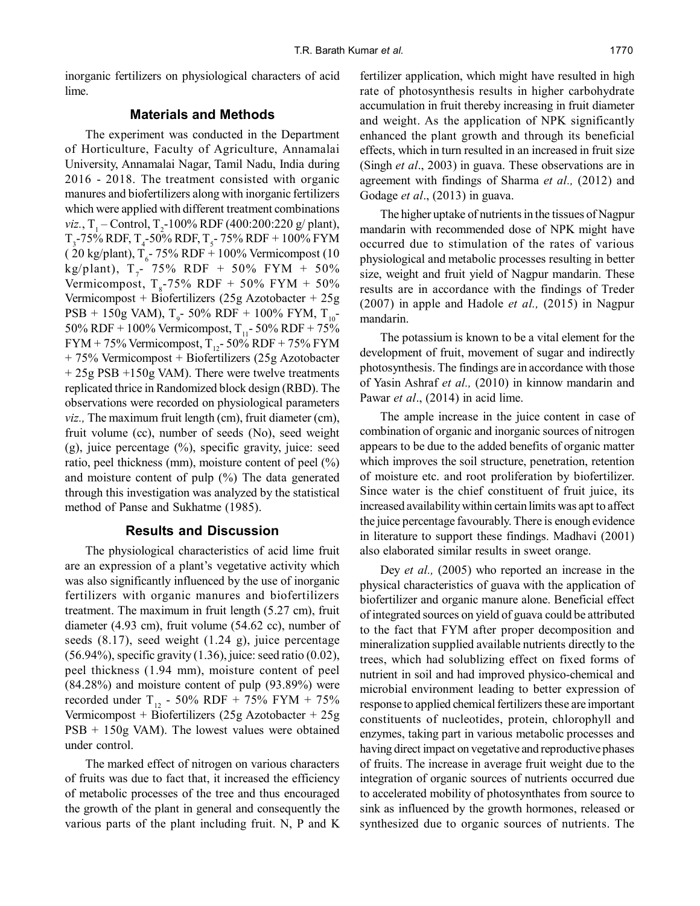inorganic fertilizers on physiological characters of acid lime.

## Materials and Methods

The experiment was conducted in the Department of Horticulture, Faculty of Agriculture, Annamalai University, Annamalai Nagar, Tamil Nadu, India during 2016 - 2018. The treatment consisted with organic manures and biofertilizers along with inorganic fertilizers which were applied with different treatment combinations *viz.*, $T_1$ – Control, $T_2$-100% RDF (400:200:220 g/ plant), $T_3$-75% RDF, $T_4$-50% RDF, $T_5$- 75% RDF + 100% FYM ( 20 kg/plant), $T_6$- 75% RDF + 100% Vermicompost (10 kg/plant), $T_7$- 75% RDF + 50% FYM + 50% Vermicompost, $T_8$-75% RDF + 50% FYM + 50% Vermicompost + Biofertilizers (25g Azotobacter + 25g PSB + 150g VAM), $T_9$- 50% RDF + 100% FYM, $T_{10}$- 50% RDF + 100% Vermicompost, $T_{11}$- 50% RDF + 75% FYM + 75% Vermicompost, $T_{12}$- 50% RDF + 75% FYM + 75% Vermicompost + Biofertilizers (25g Azotobacter + 25g PSB +150g VAM). There were twelve treatments replicated thrice in Randomized block design (RBD). The observations were recorded on physiological parameters *viz.,* The maximum fruit length (cm), fruit diameter (cm), fruit volume (cc), number of seeds (No), seed weight (g), juice percentage (%), specific gravity, juice: seed ratio, peel thickness (mm), moisture content of peel (%) and moisture content of pulp (%) The data generated through this investigation was analyzed by the statistical method of Panse and Sukhatme (1985).

## Results and Discussion

The physiological characteristics of acid lime fruit are an expression of a plant's vegetative activity which was also significantly influenced by the use of inorganic fertilizers with organic manures and biofertilizers treatment. The maximum in fruit length (5.27 cm), fruit diameter (4.93 cm), fruit volume (54.62 cc), number of seeds (8.17), seed weight (1.24 g), juice percentage (56.94%), specific gravity (1.36), juice: seed ratio (0.02), peel thickness (1.94 mm), moisture content of peel (84.28%) and moisture content of pulp (93.89%) were recorded under $T_{12}$ - 50% RDF + 75% FYM + 75% Vermicompost + Biofertilizers (25g Azotobacter + 25g PSB + 150g VAM). The lowest values were obtained under control.

The marked effect of nitrogen on various characters of fruits was due to fact that, it increased the efficiency of metabolic processes of the tree and thus encouraged the growth of the plant in general and consequently the various parts of the plant including fruit. N, P and K fertilizer application, which might have resulted in high rate of photosynthesis results in higher carbohydrate accumulation in fruit thereby increasing in fruit diameter and weight. As the application of NPK significantly enhanced the plant growth and through its beneficial effects, which in turn resulted in an increased in fruit size (Singh *et al*., 2003) in guava. These observations are in agreement with findings of Sharma *et al.,* (2012) and Godage *et al*., (2013) in guava.

The higher uptake of nutrients in the tissues of Nagpur mandarin with recommended dose of NPK might have occurred due to stimulation of the rates of various physiological and metabolic processes resulting in better size, weight and fruit yield of Nagpur mandarin. These results are in accordance with the findings of Treder (2007) in apple and Hadole *et al.,* (2015) in Nagpur mandarin.

The potassium is known to be a vital element for the development of fruit, movement of sugar and indirectly photosynthesis. The findings are in accordance with those of Yasin Ashraf *et al.,* (2010) in kinnow mandarin and Pawar *et al*., (2014) in acid lime.

The ample increase in the juice content in case of combination of organic and inorganic sources of nitrogen appears to be due to the added benefits of organic matter which improves the soil structure, penetration, retention of moisture etc. and root proliferation by biofertilizer. Since water is the chief constituent of fruit juice, its increased availability within certain limits was apt to affect the juice percentage favourably. There is enough evidence in literature to support these findings. Madhavi (2001) also elaborated similar results in sweet orange.

Dey *et al.,* (2005) who reported an increase in the physical characteristics of guava with the application of biofertilizer and organic manure alone. Beneficial effect of integrated sources on yield of guava could be attributed to the fact that FYM after proper decomposition and mineralization supplied available nutrients directly to the trees, which had solublizing effect on fixed forms of nutrient in soil and had improved physico-chemical and microbial environment leading to better expression of response to applied chemical fertilizers these are important constituents of nucleotides, protein, chlorophyll and enzymes, taking part in various metabolic processes and having direct impact on vegetative and reproductive phases of fruits. The increase in average fruit weight due to the integration of organic sources of nutrients occurred due to accelerated mobility of photosynthates from source to sink as influenced by the growth hormones, released or synthesized due to organic sources of nutrients. The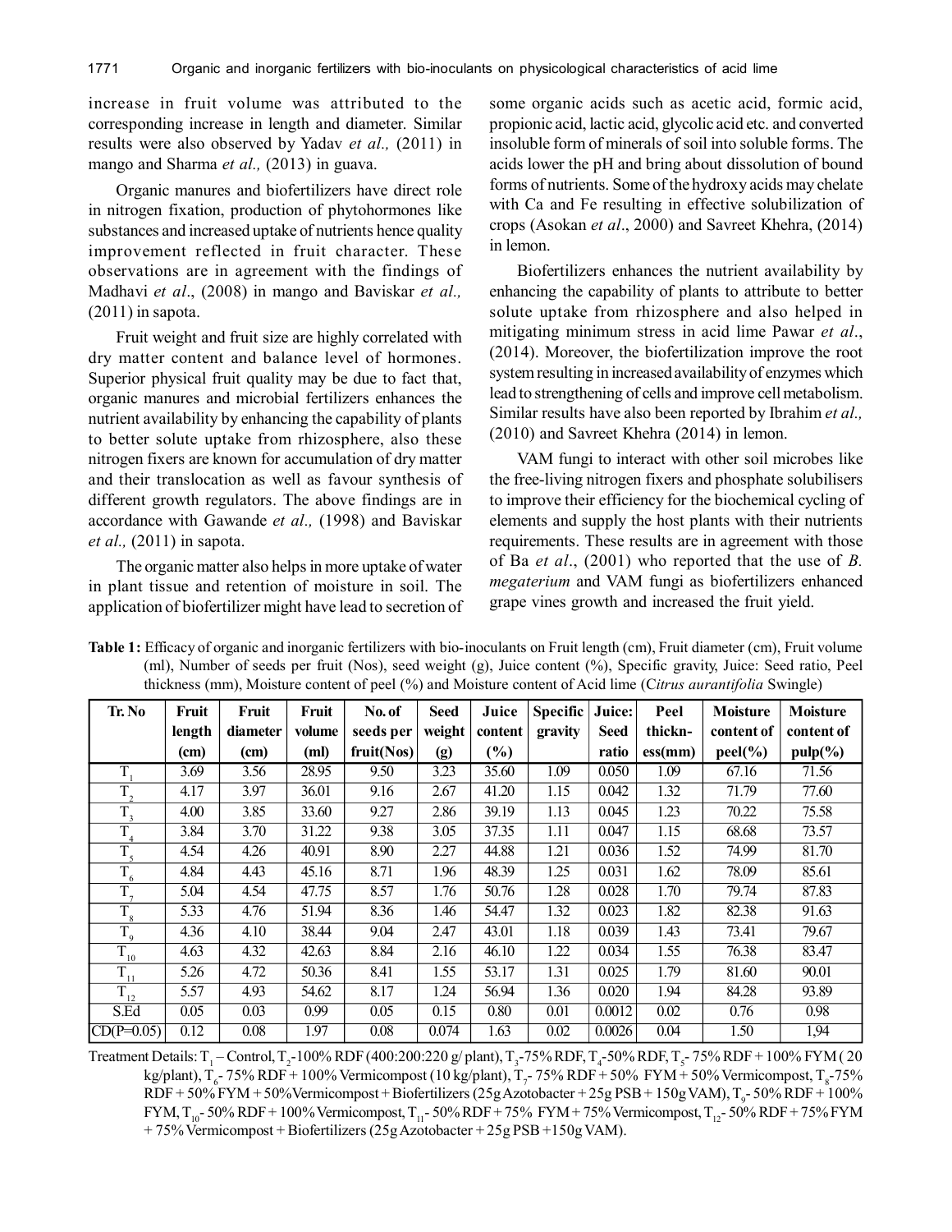increase in fruit volume was attributed to the corresponding increase in length and diameter. Similar results were also observed by Yadav *et al.,* (2011) in mango and Sharma *et al.,* (2013) in guava.

Organic manures and biofertilizers have direct role in nitrogen fixation, production of phytohormones like substances and increased uptake of nutrients hence quality improvement reflected in fruit character. These observations are in agreement with the findings of Madhavi *et al*., (2008) in mango and Baviskar *et al.,* (2011) in sapota.

Fruit weight and fruit size are highly correlated with dry matter content and balance level of hormones. Superior physical fruit quality may be due to fact that, organic manures and microbial fertilizers enhances the nutrient availability by enhancing the capability of plants to better solute uptake from rhizosphere, also these nitrogen fixers are known for accumulation of dry matter and their translocation as well as favour synthesis of different growth regulators. The above findings are in accordance with Gawande *et al.,* (1998) and Baviskar *et al.,* (2011) in sapota.

The organic matter also helps in more uptake of water in plant tissue and retention of moisture in soil. The application of biofertilizer might have lead to secretion of some organic acids such as acetic acid, formic acid, propionic acid, lactic acid, glycolic acid etc. and converted insoluble form of minerals of soil into soluble forms. The acids lower the pH and bring about dissolution of bound forms of nutrients. Some of the hydroxy acids may chelate with Ca and Fe resulting in effective solubilization of crops (Asokan *et al*., 2000) and Savreet Khehra, (2014) in lemon.

Biofertilizers enhances the nutrient availability by enhancing the capability of plants to attribute to better solute uptake from rhizosphere and also helped in mitigating minimum stress in acid lime Pawar *et al*., (2014). Moreover, the biofertilization improve the root system resulting in increased availability of enzymes which lead to strengthening of cells and improve cell metabolism. Similar results have also been reported by Ibrahim *et al.,* (2010) and Savreet Khehra (2014) in lemon.

VAM fungi to interact with other soil microbes like the free-living nitrogen fixers and phosphate solubilisers to improve their efficiency for the biochemical cycling of elements and supply the host plants with their nutrients requirements. These results are in agreement with those of Ba *et al*., (2001) who reported that the use of *B. megaterium* and VAM fungi as biofertilizers enhanced grape vines growth and increased the fruit yield.

**Table 1:** Efficacy of organic and inorganic fertilizers with bio-inoculants on Fruit length (cm), Fruit diameter (cm), Fruit volume (ml), Number of seeds per fruit (Nos), seed weight (g), Juice content (%), Specific gravity, Juice: Seed ratio, Peel thickness (mm), Moisture content of peel (%) and Moisture content of Acid lime (*Citrus aurantifolia* Swingle)

| Tr. No | Fruit length (cm) | Fruit diameter (cm) | Fruit volume (ml) | No. of seeds per fruit(Nos) | Seed weight (g) | Juice content (%) | Specific gravity | Juice: Seed ratio | Peel thickn-ess(mm) | Moisture content of peel(%) | Moisture content of pulp(%) |
|---|---|---|---|---|---|---|---|---|---|---|---|
| $T_1$ | 3.69 | 3.56 | 28.95 | 9.50 | 3.23 | 35.60 | 1.09 | 0.050 | 1.09 | 67.16 | 71.56 |
| $T_2$ | 4.17 | 3.97 | 36.01 | 9.16 | 2.67 | 41.20 | 1.15 | 0.042 | 1.32 | 71.79 | 77.60 |
| $T_3$ | 4.00 | 3.85 | 33.60 | 9.27 | 2.86 | 39.19 | 1.13 | 0.045 | 1.23 | 70.22 | 75.58 |
| $T_4$ | 3.84 | 3.70 | 31.22 | 9.38 | 3.05 | 37.35 | 1.11 | 0.047 | 1.15 | 68.68 | 73.57 |
| $T_5$ | 4.54 | 4.26 | 40.91 | 8.90 | 2.27 | 44.88 | 1.21 | 0.036 | 1.52 | 74.99 | 81.70 |
| $T_6$ | 4.84 | 4.43 | 45.16 | 8.71 | 1.96 | 48.39 | 1.25 | 0.031 | 1.62 | 78.09 | 85.61 |
| $T_7$ | 5.04 | 4.54 | 47.75 | 8.57 | 1.76 | 50.76 | 1.28 | 0.028 | 1.70 | 79.74 | 87.83 |
| $T_8$ | 5.33 | 4.76 | 51.94 | 8.36 | 1.46 | 54.47 | 1.32 | 0.023 | 1.82 | 82.38 | 91.63 |
| $T_9$ | 4.36 | 4.10 | 38.44 | 9.04 | 2.47 | 43.01 | 1.18 | 0.039 | 1.43 | 73.41 | 79.67 |
| $T_{10}$ | 4.63 | 4.32 | 42.63 | 8.84 | 2.16 | 46.10 | 1.22 | 0.034 | 1.55 | 76.38 | 83.47 |
| $T_{11}$ | 5.26 | 4.72 | 50.36 | 8.41 | 1.55 | 53.17 | 1.31 | 0.025 | 1.79 | 81.60 | 90.01 |
| $T_{12}$ | 5.57 | 4.93 | 54.62 | 8.17 | 1.24 | 56.94 | 1.36 | 0.020 | 1.94 | 84.28 | 93.89 |
| S.Ed | 0.05 | 0.03 | 0.99 | 0.05 | 0.15 | 0.80 | 0.01 | 0.0012 | 0.02 | 0.76 | 0.98 |
| CD(P=0.05) | 0.12 | 0.08 | 1.97 | 0.08 | 0.074 | 1.63 | 0.02 | 0.0026 | 0.04 | 1.50 | 1,94 |

Treatment Details: $T_1$ – Control, $T_2$-100% RDF (400:200:220 g/ plant), $T_3$-75% RDF, $T_4$-50% RDF, $T_5$- 75% RDF + 100% FYM ( 20 kg/plant), $T_6$- 75% RDF + 100% Vermicompost (10 kg/plant), $T_7$- 75% RDF + 50% FYM + 50% Vermicompost, $T_8$-75% RDF + 50% FYM + 50%Vermicompost + Biofertilizers (25g Azotobacter + 25g PSB + 150g VAM), $T_9$- 50% RDF + 100% FYM, $T_{10}$- 50% RDF + 100% Vermicompost, $T_{11}$- 50% RDF + 75% FYM + 75% Vermicompost, $T_{12}$- 50% RDF + 75% FYM + 75% Vermicompost + Biofertilizers (25g Azotobacter + 25g PSB +150g VAM).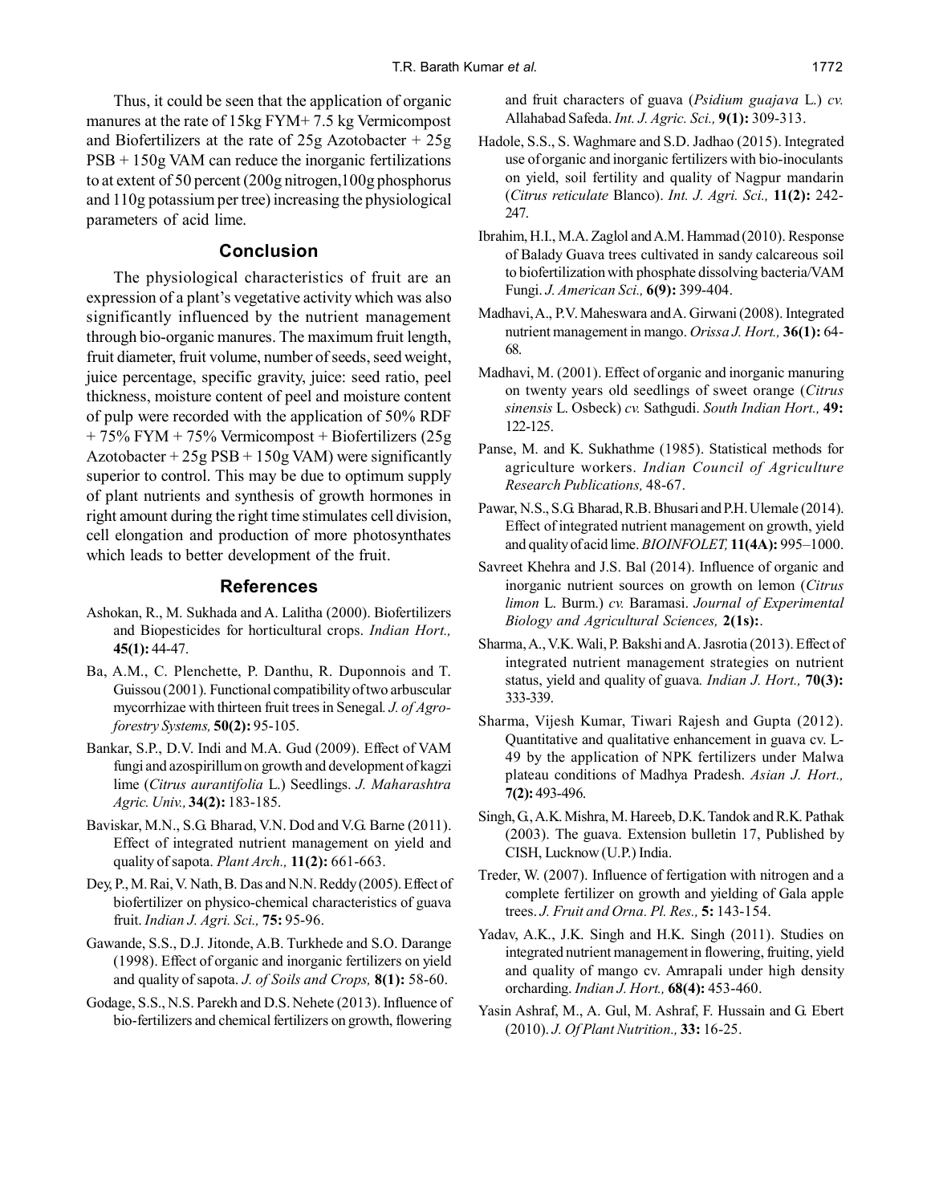Thus, it could be seen that the application of organic manures at the rate of 15kg FYM+ 7.5 kg Vermicompost and Biofertilizers at the rate of 25g Azotobacter + 25g PSB + 150g VAM can reduce the inorganic fertilizations to at extent of 50 percent (200g nitrogen,100g phosphorus and 110g potassium per tree) increasing the physiological parameters of acid lime.

## Conclusion

The physiological characteristics of fruit are an expression of a plant's vegetative activity which was also significantly influenced by the nutrient management through bio-organic manures. The maximum fruit length, fruit diameter, fruit volume, number of seeds, seed weight, juice percentage, specific gravity, juice: seed ratio, peel thickness, moisture content of peel and moisture content of pulp were recorded with the application of 50% RDF + 75% FYM + 75% Vermicompost + Biofertilizers (25g Azotobacter + 25g PSB + 150g VAM) were significantly superior to control. This may be due to optimum supply of plant nutrients and synthesis of growth hormones in right amount during the right time stimulates cell division, cell elongation and production of more photosynthates which leads to better development of the fruit.

## References

Ashokan, R., M. Sukhada and A. Lalitha (2000). Biofertilizers and Biopesticides for horticultural crops. *Indian Hort.,* **45(1):** 44-47.

Ba, A.M., C. Plenchette, P. Danthu, R. Duponnois and T. Guissou (2001). Functional compatibility of two arbuscular mycorrhizae with thirteen fruit trees in Senegal. *J. of Agro-forestry Systems,* **50(2):** 95-105.

Bankar, S.P., D.V. Indi and M.A. Gud (2009). Effect of VAM fungi and azospirillum on growth and development of kagzi lime (*Citrus aurantifolia* L.) Seedlings. *J. Maharashtra Agric. Univ.,* **34(2):** 183-185.

Baviskar, M.N., S.G. Bharad, V.N. Dod and V.G. Barne (2011). Effect of integrated nutrient management on yield and quality of sapota. *Plant Arch.,* **11(2):** 661-663.

Dey, P., M. Rai, V. Nath, B. Das and N.N. Reddy (2005). Effect of biofertilizer on physico-chemical characteristics of guava fruit. *Indian J. Agri. Sci.,* **75:** 95-96.

Gawande, S.S., D.J. Jitonde, A.B. Turkhede and S.O. Darange (1998). Effect of organic and inorganic fertilizers on yield and quality of sapota. *J. of Soils and Crops,* **8(1):** 58-60.

Godage, S.S., N.S. Parekh and D.S. Nehete (2013). Influence of bio-fertilizers and chemical fertilizers on growth, flowering and fruit characters of guava (*Psidium guajava* L.) *cv.* Allahabad Safeda. *Int. J. Agric. Sci.,* **9(1):** 309-313.

Hadole, S.S., S. Waghmare and S.D. Jadhao (2015). Integrated use of organic and inorganic fertilizers with bio-inoculants on yield, soil fertility and quality of Nagpur mandarin (*Citrus reticulate* Blanco). *Int. J. Agri. Sci.,* **11(2):** 242-247.

Ibrahim, H.I., M.A. Zaglol and A.M. Hammad (2010). Response of Balady Guava trees cultivated in sandy calcareous soil to biofertilization with phosphate dissolving bacteria/VAM Fungi. *J. American Sci.,* **6(9):** 399-404.

Madhavi, A., P.V. Maheswara and A. Girwani (2008). Integrated nutrient management in mango. *Orissa J. Hort.,* **36(1):** 64-68.

Madhavi, M. (2001). Effect of organic and inorganic manuring on twenty years old seedlings of sweet orange (*Citrus sinensis* L. Osbeck) *cv.* Sathgudi. *South Indian Hort.,* **49:** 122-125.

Panse, M. and K. Sukhathme (1985). Statistical methods for agriculture workers. *Indian Council of Agriculture Research Publications,* 48-67.

Pawar, N.S., S.G. Bharad, R.B. Bhusari and P.H. Ulemale (2014). Effect of integrated nutrient management on growth, yield and quality of acid lime. *BIOINFOLET,* **11(4A):** 995–1000.

Savreet Khehra and J.S. Bal (2014). Influence of organic and inorganic nutrient sources on growth on lemon (*Citrus limon* L. Burm.) *cv.* Baramasi. *Journal of Experimental Biology and Agricultural Sciences,* **2(1s):**.

Sharma, A., V.K. Wali, P. Bakshi and A. Jasrotia (2013). Effect of integrated nutrient management strategies on nutrient status, yield and quality of guava. *Indian J. Hort.,* **70(3):** 333-339.

Sharma, Vijesh Kumar, Tiwari Rajesh and Gupta (2012). Quantitative and qualitative enhancement in guava cv. L-49 by the application of NPK fertilizers under Malwa plateau conditions of Madhya Pradesh. *Asian J. Hort.,* **7(2):** 493-496.

Singh, G., A.K. Mishra, M. Hareeb, D.K. Tandok and R.K. Pathak (2003). The guava. Extension bulletin 17, Published by CISH, Lucknow (U.P.) India.

Treder, W. (2007). Influence of fertigation with nitrogen and a complete fertilizer on growth and yielding of Gala apple trees. *J. Fruit and Orna. Pl. Res.,* **5:** 143-154.

Yadav, A.K., J.K. Singh and H.K. Singh (2011). Studies on integrated nutrient management in flowering, fruiting, yield and quality of mango cv. Amrapali under high density orcharding. *Indian J. Hort.,* **68(4):** 453-460.

Yasin Ashraf, M., A. Gul, M. Ashraf, F. Hussain and G. Ebert (2010). *J. Of Plant Nutrition.,* **33:** 16-25.